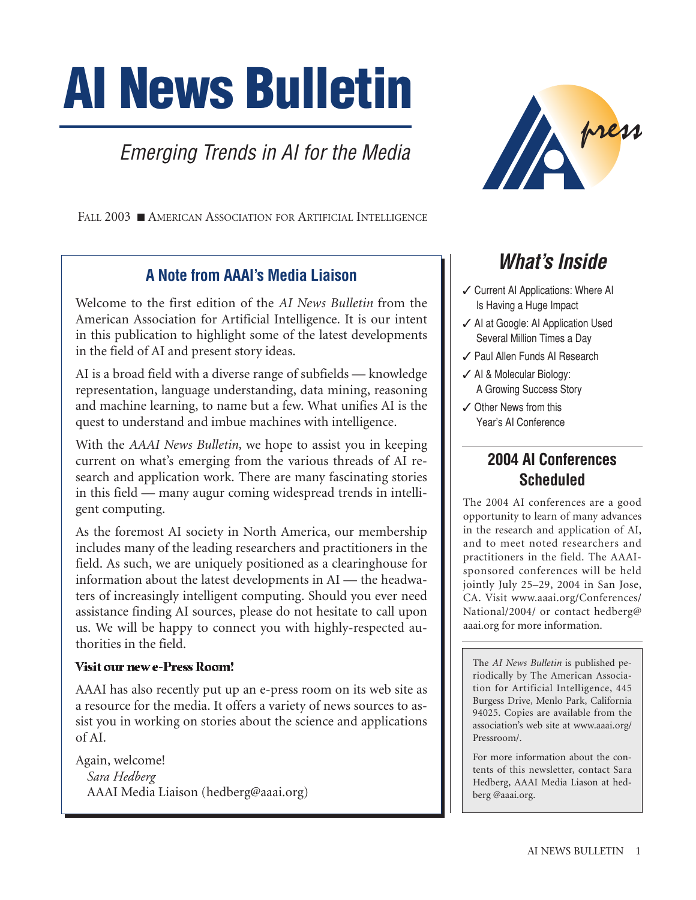# AI News Bulletin

*Emerging Trends in AI for the Media*

FALL 2003 ■ AMERICAN ASSOCIATION FOR ARTIFICIAL INTELLIGENCE

## A Note from AAAI's Media Liaison

Welcome to the first edition of the *AI News Bulletin* from the American Association for Artificial Intelligence. It is our intent in this publication to highlight some of the latest developments in the field of AI and present story ideas.

AI is a broad field with a diverse range of subfields — knowledge representation, language understanding, data mining, reasoning and machine learning, to name but a few. What unifies AI is the quest to understand and imbue machines with intelligence.

With the *AAAI News Bulletin,* we hope to assist you in keeping current on what's emerging from the various threads of AI research and application work. There are many fascinating stories in this field — many augur coming widespread trends in intelligent computing.

As the foremost AI society in North America, our membership includes many of the leading researchers and practitioners in the field. As such, we are uniquely positioned as a clearinghouse for information about the latest developments in AI — the headwaters of increasingly intelligent computing. Should you ever need assistance finding AI sources, please do not hesitate to call upon us. We will be happy to connect you with highly-respected authorities in the field.

**Visit our new e-Press Room!**

AAAI has also recently put up an e-press room on its web site as a resource for the media. It offers a variety of news sources to assist you in working on stories about the science and applications of AI.

Again, welcome!
*Sara Hedberg*
AAAI Media Liaison (hedberg@aaai.org)

## What's Inside

- ✓ Current AI Applications: Where AI Is Having a Huge Impact
- ✓ AI at Google: AI Application Used Several Million Times a Day
- ✓ Paul Allen Funds AI Research
- ✓ AI & Molecular Biology: A Growing Success Story
- ✓ Other News from this Year's AI Conference

## 2004 AI Conferences Scheduled

The 2004 AI conferences are a good opportunity to learn of many advances in the research and application of AI, and to meet noted researchers and practitioners in the field. The AAAI-sponsored conferences will be held jointly July 25–29, 2004 in San Jose, CA. Visit www.aaai.org/Conferences/National/2004/ or contact hedberg@aaai.org for more information.

The *AI News Bulletin* is published periodically by The American Association for Artificial Intelligence, 445 Burgess Drive, Menlo Park, California 94025. Copies are available from the association's web site at www.aaai.org/Pressroom/.

For more information about the contents of this newsletter, contact Sara Hedberg, AAAI Media Liason at hedberg @aaai.org.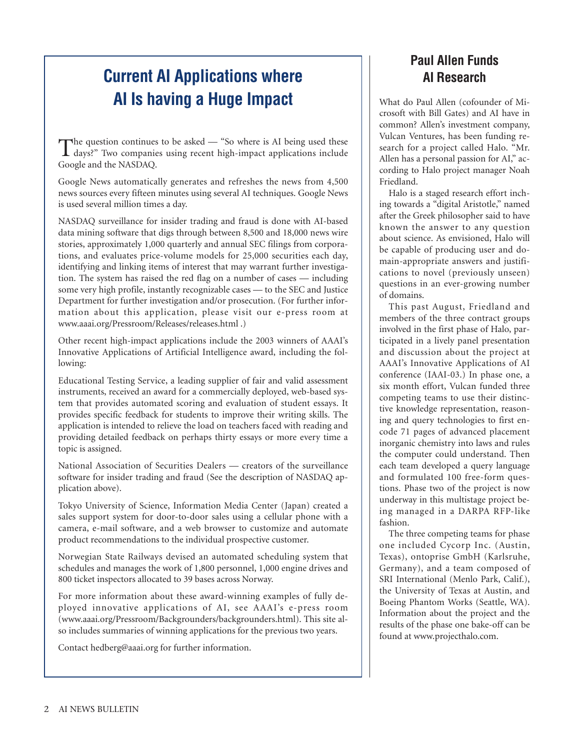# Current AI Applications where AI Is having a Huge Impact

The question continues to be asked — "So where is AI being used these days?" Two companies using recent high-impact applications include Google and the NASDAQ.

Google News automatically generates and refreshes the news from 4,500 news sources every fifteen minutes using several AI techniques. Google News is used several million times a day.

NASDAQ surveillance for insider trading and fraud is done with AI-based data mining software that digs through between 8,500 and 18,000 news wire stories, approximately 1,000 quarterly and annual SEC filings from corporations, and evaluates price-volume models for 25,000 securities each day, identifying and linking items of interest that may warrant further investigation. The system has raised the red flag on a number of cases — including some very high profile, instantly recognizable cases — to the SEC and Justice Department for further investigation and/or prosecution. (For further information about this application, please visit our e-press room at www.aaai.org/Pressroom/Releases/releases.html .)

Other recent high-impact applications include the 2003 winners of AAAI's Innovative Applications of Artificial Intelligence award, including the following:

Educational Testing Service, a leading supplier of fair and valid assessment instruments, received an award for a commercially deployed, web-based system that provides automated scoring and evaluation of student essays. It provides specific feedback for students to improve their writing skills. The application is intended to relieve the load on teachers faced with reading and providing detailed feedback on perhaps thirty essays or more every time a topic is assigned.

National Association of Securities Dealers — creators of the surveillance software for insider trading and fraud (See the description of NASDAQ application above).

Tokyo University of Science, Information Media Center (Japan) created a sales support system for door-to-door sales using a cellular phone with a camera, e-mail software, and a web browser to customize and automate product recommendations to the individual prospective customer.

Norwegian State Railways devised an automated scheduling system that schedules and manages the work of 1,800 personnel, 1,000 engine drives and 800 ticket inspectors allocated to 39 bases across Norway.

For more information about these award-winning examples of fully deployed innovative applications of AI, see AAAI's e-press room (www.aaai.org/Pressroom/Backgrounders/backgrounders.html). This site also includes summaries of winning applications for the previous two years.

Contact hedberg@aaai.org for further information.

# Paul Allen Funds AI Research

What do Paul Allen (cofounder of Microsoft with Bill Gates) and AI have in common? Allen's investment company, Vulcan Ventures, has been funding research for a project called Halo. "Mr. Allen has a personal passion for AI," according to Halo project manager Noah Friedland.

Halo is a staged research effort inching towards a "digital Aristotle," named after the Greek philosopher said to have known the answer to any question about science. As envisioned, Halo will be capable of producing user and domain-appropriate answers and justifications to novel (previously unseen) questions in an ever-growing number of domains.

This past August, Friedland and members of the three contract groups involved in the first phase of Halo, participated in a lively panel presentation and discussion about the project at AAAI's Innovative Applications of AI conference (IAAI-03.) In phase one, a six month effort, Vulcan funded three competing teams to use their distinctive knowledge representation, reasoning and query technologies to first encode 71 pages of advanced placement inorganic chemistry into laws and rules the computer could understand. Then each team developed a query language and formulated 100 free-form questions. Phase two of the project is now underway in this multistage project being managed in a DARPA RFP-like fashion.

The three competing teams for phase one included Cycorp Inc. (Austin, Texas), ontoprise GmbH (Karlsruhe, Germany), and a team composed of SRI International (Menlo Park, Calif.), the University of Texas at Austin, and Boeing Phantom Works (Seattle, WA). Information about the project and the results of the phase one bake-off can be found at www.projecthalo.com.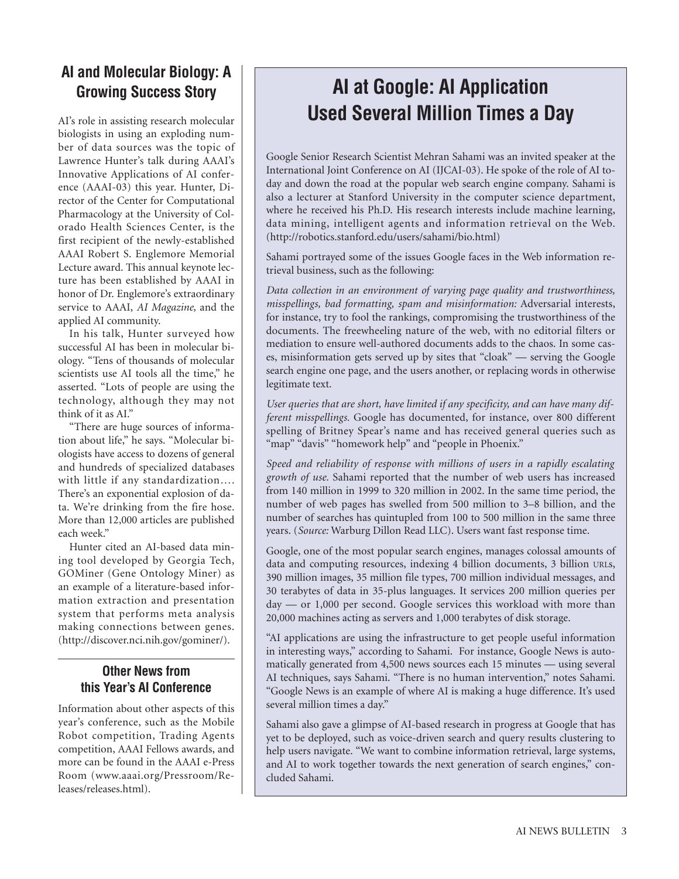## AI and Molecular Biology: A Growing Success Story

AI's role in assisting research molecular biologists in using an exploding number of data sources was the topic of Lawrence Hunter's talk during AAAI's Innovative Applications of AI conference (AAAI-03) this year. Hunter, Director of the Center for Computational Pharmacology at the University of Colorado Health Sciences Center, is the first recipient of the newly-established AAAI Robert S. Englemore Memorial Lecture award. This annual keynote lecture has been established by AAAI in honor of Dr. Englemore's extraordinary service to AAAI, *AI Magazine,* and the applied AI community.

In his talk, Hunter surveyed how successful AI has been in molecular biology. "Tens of thousands of molecular scientists use AI tools all the time," he asserted. "Lots of people are using the technology, although they may not think of it as AI."

"There are huge sources of information about life," he says. "Molecular biologists have access to dozens of general and hundreds of specialized databases with little if any standardization…. There's an exponential explosion of data. We're drinking from the fire hose. More than 12,000 articles are published each week."

Hunter cited an AI-based data mining tool developed by Georgia Tech, GOMiner (Gene Ontology Miner) as an example of a literature-based information extraction and presentation system that performs meta analysis making connections between genes. (http://discover.nci.nih.gov/gominer/).

## Other News from this Year's AI Conference

Information about other aspects of this year's conference, such as the Mobile Robot competition, Trading Agents competition, AAAI Fellows awards, and more can be found in the AAAI e-Press Room (www.aaai.org/Pressroom/Releases/releases.html).

## AI at Google: AI Application Used Several Million Times a Day

Google Senior Research Scientist Mehran Sahami was an invited speaker at the International Joint Conference on AI (IJCAI-03). He spoke of the role of AI today and down the road at the popular web search engine company. Sahami is also a lecturer at Stanford University in the computer science department, where he received his Ph.D. His research interests include machine learning, data mining, intelligent agents and information retrieval on the Web. (http://robotics.stanford.edu/users/sahami/bio.html)

Sahami portrayed some of the issues Google faces in the Web information retrieval business, such as the following:

*Data collection in an environment of varying page quality and trustworthiness, misspellings, bad formatting, spam and misinformation:* Adversarial interests, for instance, try to fool the rankings, compromising the trustworthiness of the documents. The freewheeling nature of the web, with no editorial filters or mediation to ensure well-authored documents adds to the chaos. In some cases, misinformation gets served up by sites that "cloak" — serving the Google search engine one page, and the users another, or replacing words in otherwise legitimate text.

*User queries that are short, have limited if any specificity, and can have many different misspellings.* Google has documented, for instance, over 800 different spelling of Britney Spear's name and has received general queries such as "map" "davis" "homework help" and "people in Phoenix."

*Speed and reliability of response with millions of users in a rapidly escalating growth of use.* Sahami reported that the number of web users has increased from 140 million in 1999 to 320 million in 2002. In the same time period, the number of web pages has swelled from 500 million to 3–8 billion, and the number of searches has quintupled from 100 to 500 million in the same three years. (*Source:* Warburg Dillon Read LLC). Users want fast response time.

Google, one of the most popular search engines, manages colossal amounts of data and computing resources, indexing 4 billion documents, 3 billion URLs, 390 million images, 35 million file types, 700 million individual messages, and 30 terabytes of data in 35-plus languages. It services 200 million queries per day — or 1,000 per second. Google services this workload with more than 20,000 machines acting as servers and 1,000 terabytes of disk storage.

"AI applications are using the infrastructure to get people useful information in interesting ways," according to Sahami. For instance, Google News is automatically generated from 4,500 news sources each 15 minutes — using several AI techniques, says Sahami. "There is no human intervention," notes Sahami. "Google News is an example of where AI is making a huge difference. It's used several million times a day."

Sahami also gave a glimpse of AI-based research in progress at Google that has yet to be deployed, such as voice-driven search and query results clustering to help users navigate. "We want to combine information retrieval, large systems, and AI to work together towards the next generation of search engines," concluded Sahami.